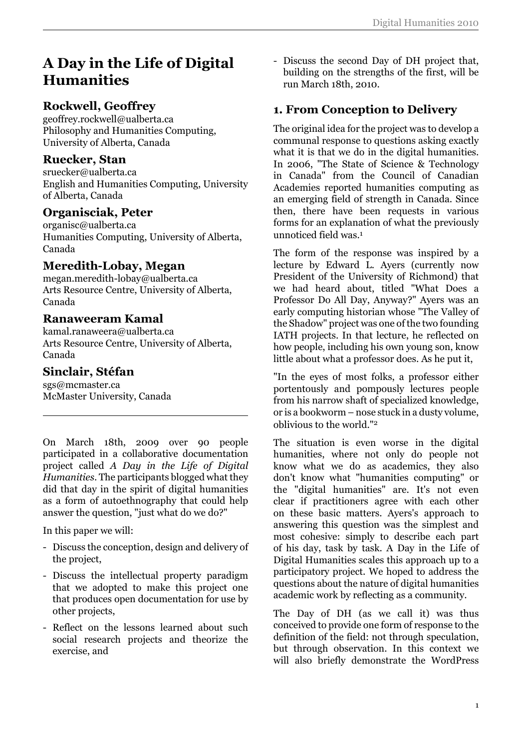# A Day in the Life of Digital Humanities

## Rockwell, Geoffrey

geoffrey.rockwell@ualberta.ca
Philosophy and Humanities Computing, University of Alberta, Canada

## Ruecker, Stan

sruecker@ualberta.ca
English and Humanities Computing, University of Alberta, Canada

## Organisciak, Peter

organisc@ualberta.ca
Humanities Computing, University of Alberta, Canada

## Meredith-Lobay, Megan

megan.meredith-lobay@ualberta.ca
Arts Resource Centre, University of Alberta, Canada

## Ranaweeram Kamal

kamal.ranaweera@ualberta.ca
Arts Resource Centre, University of Alberta, Canada

## Sinclair, Stéfan

sgs@mcmaster.ca
McMaster University, Canada

---

On March 18th, 2009 over 90 people participated in a collaborative documentation project called *A Day in the Life of Digital Humanities*. The participants blogged what they did that day in the spirit of digital humanities as a form of autoethnography that could help answer the question, "just what do we do?"

In this paper we will:

- Discuss the conception, design and delivery of the project,
- Discuss the intellectual property paradigm that we adopted to make this project one that produces open documentation for use by other projects,
- Reflect on the lessons learned about such social research projects and theorize the exercise, and
- Discuss the second Day of DH project that, building on the strengths of the first, will be run March 18th, 2010.

## 1. From Conception to Delivery

The original idea for the project was to develop a communal response to questions asking exactly what it is that we do in the digital humanities. In 2006, "The State of Science & Technology in Canada" from the Council of Canadian Academies reported humanities computing as an emerging field of strength in Canada. Since then, there have been requests in various forms for an explanation of what the previously unnoticed field was.[1]

The form of the response was inspired by a lecture by Edward L. Ayers (currently now President of the University of Richmond) that we had heard about, titled "What Does a Professor Do All Day, Anyway?" Ayers was an early computing historian whose "The Valley of the Shadow" project was one of the two founding IATH projects. In that lecture, he reflected on how people, including his own young son, know little about what a professor does. As he put it,

"In the eyes of most folks, a professor either portentously and pompously lectures people from his narrow shaft of specialized knowledge, or is a bookworm – nose stuck in a dusty volume, oblivious to the world."[2]

The situation is even worse in the digital humanities, where not only do people not know what we do as academics, they also don't know what "humanities computing" or the "digital humanities" are. It's not even clear if practitioners agree with each other on these basic matters. Ayers's approach to answering this question was the simplest and most cohesive: simply to describe each part of his day, task by task. A Day in the Life of Digital Humanities scales this approach up to a participatory project. We hoped to address the questions about the nature of digital humanities academic work by reflecting as a community.

The Day of DH (as we call it) was thus conceived to provide one form of response to the definition of the field: not through speculation, but through observation. In this context we will also briefly demonstrate the WordPress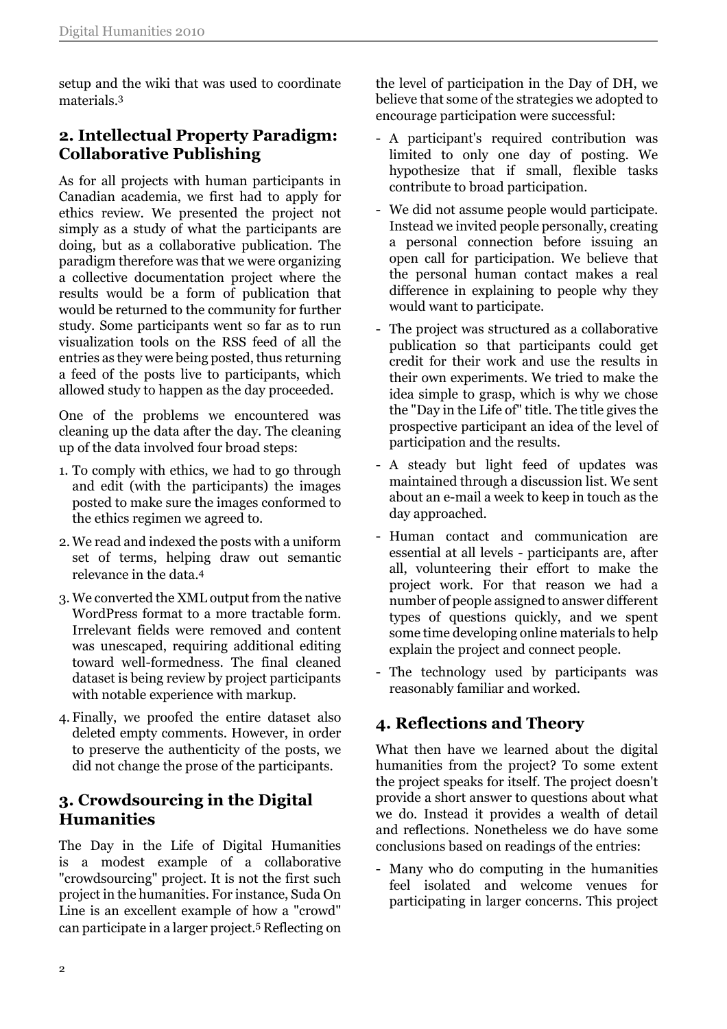setup and the wiki that was used to coordinate materials.[3]

## 2. Intellectual Property Paradigm: Collaborative Publishing

As for all projects with human participants in Canadian academia, we first had to apply for ethics review. We presented the project not simply as a study of what the participants are doing, but as a collaborative publication. The paradigm therefore was that we were organizing a collective documentation project where the results would be a form of publication that would be returned to the community for further study. Some participants went so far as to run visualization tools on the RSS feed of all the entries as they were being posted, thus returning a feed of the posts live to participants, which allowed study to happen as the day proceeded.

One of the problems we encountered was cleaning up the data after the day. The cleaning up of the data involved four broad steps:

1. To comply with ethics, we had to go through and edit (with the participants) the images posted to make sure the images conformed to the ethics regimen we agreed to.
2. We read and indexed the posts with a uniform set of terms, helping draw out semantic relevance in the data.[4]
3. We converted the XML output from the native WordPress format to a more tractable form. Irrelevant fields were removed and content was unescaped, requiring additional editing toward well-formedness. The final cleaned dataset is being review by project participants with notable experience with markup.
4. Finally, we proofed the entire dataset also deleted empty comments. However, in order to preserve the authenticity of the posts, we did not change the prose of the participants.

## 3. Crowdsourcing in the Digital Humanities

The Day in the Life of Digital Humanities is a modest example of a collaborative "crowdsourcing" project. It is not the first such project in the humanities. For instance, Suda On Line is an excellent example of how a "crowd" can participate in a larger project.[5] Reflecting on the level of participation in the Day of DH, we believe that some of the strategies we adopted to encourage participation were successful:

- A participant's required contribution was limited to only one day of posting. We hypothesize that if small, flexible tasks contribute to broad participation.
- We did not assume people would participate. Instead we invited people personally, creating a personal connection before issuing an open call for participation. We believe that the personal human contact makes a real difference in explaining to people why they would want to participate.
- The project was structured as a collaborative publication so that participants could get credit for their work and use the results in their own experiments. We tried to make the idea simple to grasp, which is why we chose the "Day in the Life of" title. The title gives the prospective participant an idea of the level of participation and the results.
- A steady but light feed of updates was maintained through a discussion list. We sent about an e-mail a week to keep in touch as the day approached.
- Human contact and communication are essential at all levels - participants are, after all, volunteering their effort to make the project work. For that reason we had a number of people assigned to answer different types of questions quickly, and we spent some time developing online materials to help explain the project and connect people.
- The technology used by participants was reasonably familiar and worked.

## 4. Reflections and Theory

What then have we learned about the digital humanities from the project? To some extent the project speaks for itself. The project doesn't provide a short answer to questions about what we do. Instead it provides a wealth of detail and reflections. Nonetheless we do have some conclusions based on readings of the entries:

- Many who do computing in the humanities feel isolated and welcome venues for participating in larger concerns. This project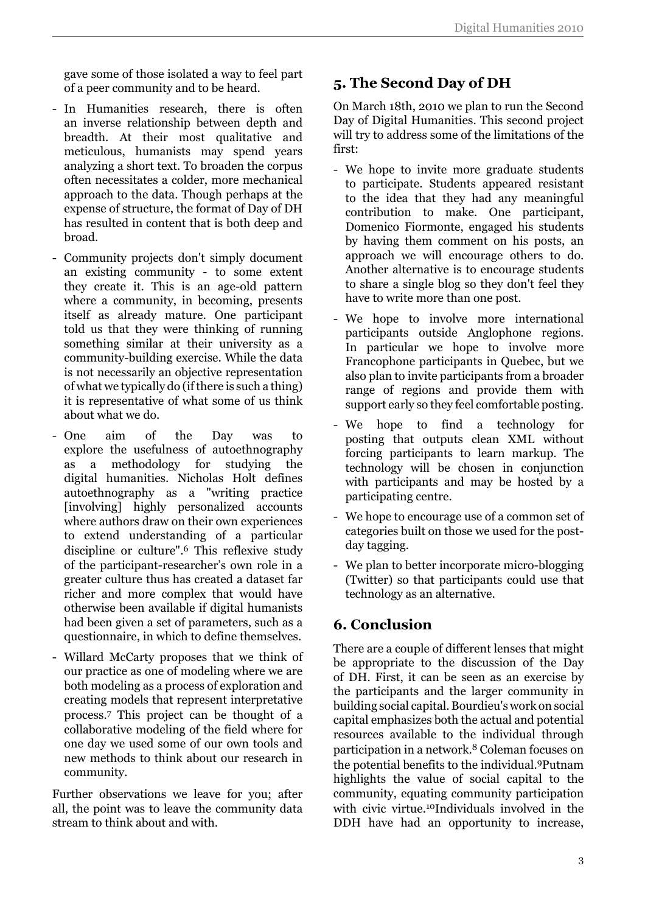gave some of those isolated a way to feel part of a peer community and to be heard.

- In Humanities research, there is often an inverse relationship between depth and breadth. At their most qualitative and meticulous, humanists may spend years analyzing a short text. To broaden the corpus often necessitates a colder, more mechanical approach to the data. Though perhaps at the expense of structure, the format of Day of DH has resulted in content that is both deep and broad.
- Community projects don't simply document an existing community - to some extent they create it. This is an age-old pattern where a community, in becoming, presents itself as already mature. One participant told us that they were thinking of running something similar at their university as a community-building exercise. While the data is not necessarily an objective representation of what we typically do (if there is such a thing) it is representative of what some of us think about what we do.
- One aim of the Day was to explore the usefulness of autoethnography as a methodology for studying the digital humanities. Nicholas Holt defines autoethnography as a "writing practice [involving] highly personalized accounts where authors draw on their own experiences to extend understanding of a particular discipline or culture".[6] This reflexive study of the participant-researcher's own role in a greater culture thus has created a dataset far richer and more complex that would have otherwise been available if digital humanists had been given a set of parameters, such as a questionnaire, in which to define themselves.
- Willard McCarty proposes that we think of our practice as one of modeling where we are both modeling as a process of exploration and creating models that represent interpretative process.[7] This project can be thought of a collaborative modeling of the field where for one day we used some of our own tools and new methods to think about our research in community.

Further observations we leave for you; after all, the point was to leave the community data stream to think about and with.

## 5. The Second Day of DH

On March 18th, 2010 we plan to run the Second Day of Digital Humanities. This second project will try to address some of the limitations of the first:

- We hope to invite more graduate students to participate. Students appeared resistant to the idea that they had any meaningful contribution to make. One participant, Domenico Fiormonte, engaged his students by having them comment on his posts, an approach we will encourage others to do. Another alternative is to encourage students to share a single blog so they don't feel they have to write more than one post.
- We hope to involve more international participants outside Anglophone regions. In particular we hope to involve more Francophone participants in Quebec, but we also plan to invite participants from a broader range of regions and provide them with support early so they feel comfortable posting.
- We hope to find a technology for posting that outputs clean XML without forcing participants to learn markup. The technology will be chosen in conjunction with participants and may be hosted by a participating centre.
- We hope to encourage use of a common set of categories built on those we used for the post-day tagging.
- We plan to better incorporate micro-blogging (Twitter) so that participants could use that technology as an alternative.

## 6. Conclusion

There are a couple of different lenses that might be appropriate to the discussion of the Day of DH. First, it can be seen as an exercise by the participants and the larger community in building social capital. Bourdieu's work on social capital emphasizes both the actual and potential resources available to the individual through participation in a network.[8] Coleman focuses on the potential benefits to the individual.[9] Putnam highlights the value of social capital to the community, equating community participation with civic virtue.[10] Individuals involved in the DDH have had an opportunity to increase,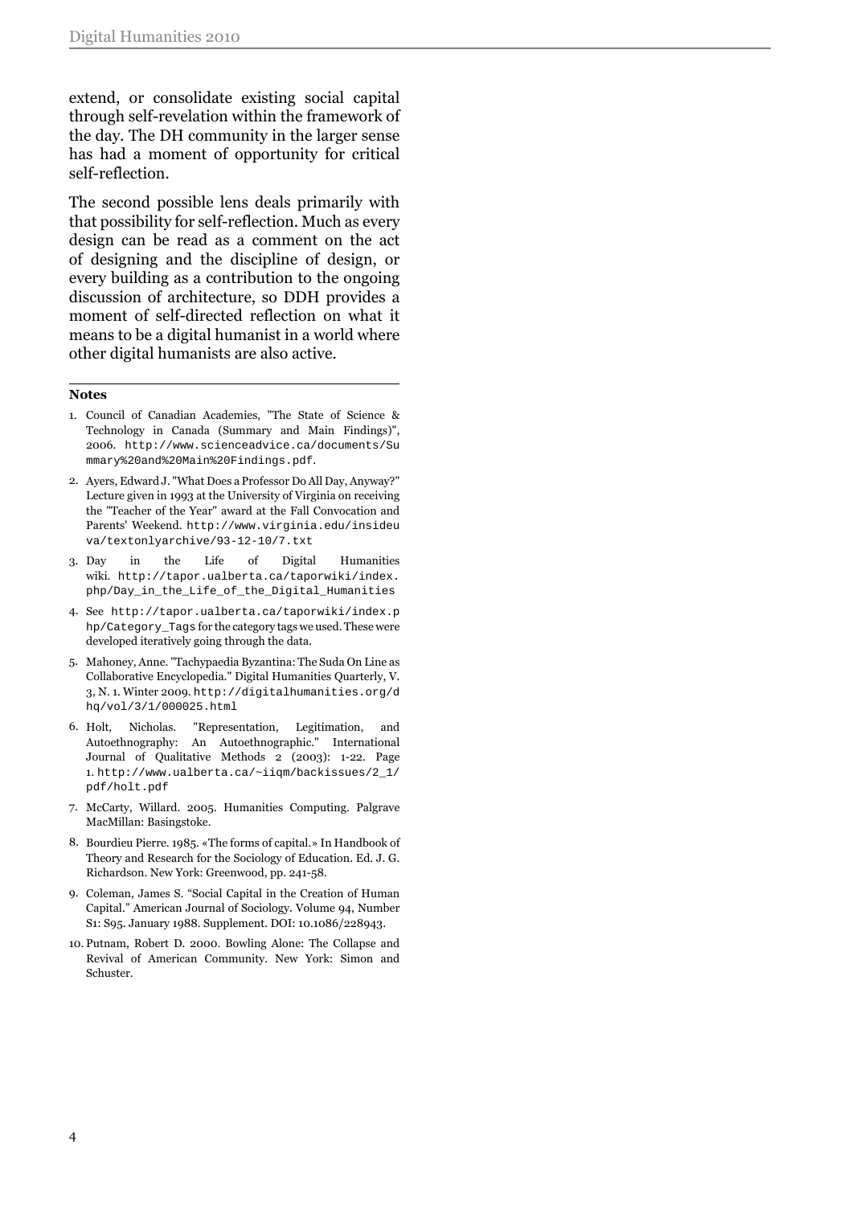extend, or consolidate existing social capital through self-revelation within the framework of the day. The DH community in the larger sense has had a moment of opportunity for critical self-reflection.

The second possible lens deals primarily with that possibility for self-reflection. Much as every design can be read as a comment on the act of designing and the discipline of design, or every building as a contribution to the ongoing discussion of architecture, so DDH provides a moment of self-directed reflection on what it means to be a digital humanist in a world where other digital humanists are also active.

**Notes**

1. Council of Canadian Academies, "The State of Science & Technology in Canada (Summary and Main Findings)", 2006. http://www.scienceadvice.ca/documents/Summary%20and%20Main%20Findings.pdf.
2. Ayers, Edward J. "What Does a Professor Do All Day, Anyway?" Lecture given in 1993 at the University of Virginia on receiving the "Teacher of the Year" award at the Fall Convocation and Parents' Weekend. http://www.virginia.edu/insideuva/textonlyarchive/93-12-10/7.txt
3. Day in the Life of Digital Humanities wiki. http://tapor.ualberta.ca/taporwiki/index.php/Day_in_the_Life_of_the_Digital_Humanities
4. See http://tapor.ualberta.ca/taporwiki/index.php/Category_Tags for the category tags we used. These were developed iteratively going through the data.
5. Mahoney, Anne. "Tachypaedia Byzantina: The Suda On Line as Collaborative Encyclopedia." Digital Humanities Quarterly, V. 3, N. 1. Winter 2009. http://digitalhumanities.org/dhq/vol/3/1/000025.html
6. Holt, Nicholas. "Representation, Legitimation, and Autoethnography: An Autoethnographic." International Journal of Qualitative Methods 2 (2003): 1-22. Page 1. http://www.ualberta.ca/~iiqm/backissues/2_1/pdf/holt.pdf
7. McCarty, Willard. 2005. Humanities Computing. Palgrave MacMillan: Basingstoke.
8. Bourdieu Pierre. 1985. «The forms of capital.» In Handbook of Theory and Research for the Sociology of Education. Ed. J. G. Richardson. New York: Greenwood, pp. 241-58.
9. Coleman, James S. "Social Capital in the Creation of Human Capital." American Journal of Sociology. Volume 94, Number S1: S95. January 1988. Supplement. DOI: 10.1086/228943.
10. Putnam, Robert D. 2000. Bowling Alone: The Collapse and Revival of American Community. New York: Simon and Schuster.